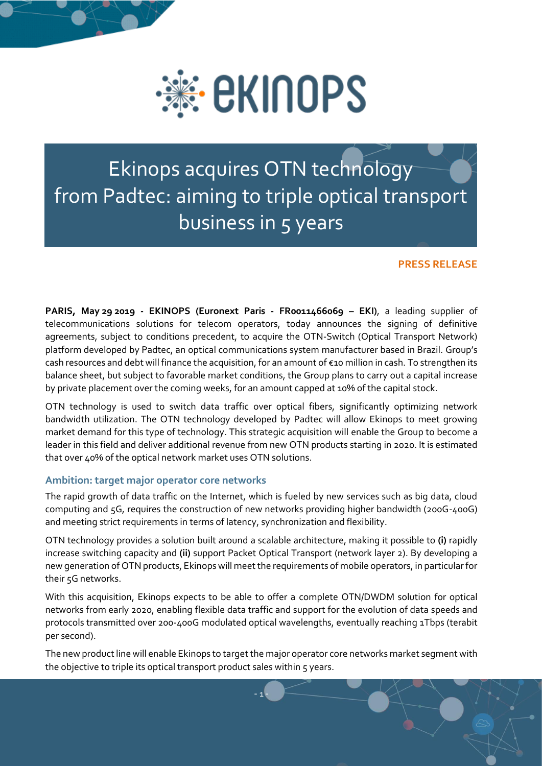# Ekinops acquires OTN technology from Padtec: aiming to triple optical transport business in 5 years

**PRESS RELEASE**

**PARIS, May 29 2019 - EKINOPS (Euronext Paris - FR0011466069 – EKI)**, a leading supplier of telecommunications solutions for telecom operators, today announces the signing of definitive agreements, subject to conditions precedent, to acquire the OTN-Switch (Optical Transport Network) platform developed by Padtec, an optical communications system manufacturer based in Brazil. Group's cash resources and debt will finance the acquisition, for an amount of €10 million in cash. To strengthen its balance sheet, but subject to favorable market conditions, the Group plans to carry out a capital increase by private placement over the coming weeks, for an amount capped at 10% of the capital stock.

OTN technology is used to switch data traffic over optical fibers, significantly optimizing network bandwidth utilization. The OTN technology developed by Padtec will allow Ekinops to meet growing market demand for this type of technology. This strategic acquisition will enable the Group to become a leader in this field and deliver additional revenue from new OTN products starting in 2020. It is estimated that over 40% of the optical network market uses OTN solutions.

## Ambition: target major operator core networks

The rapid growth of data traffic on the Internet, which is fueled by new services such as big data, cloud computing and 5G, requires the construction of new networks providing higher bandwidth (200G-400G) and meeting strict requirements in terms of latency, synchronization and flexibility.

OTN technology provides a solution built around a scalable architecture, making it possible to **(i)** rapidly increase switching capacity and **(ii)** support Packet Optical Transport (network layer 2). By developing a new generation of OTN products, Ekinops will meet the requirements of mobile operators, in particular for their 5G networks.

With this acquisition, Ekinops expects to be able to offer a complete OTN/DWDM solution for optical networks from early 2020, enabling flexible data traffic and support for the evolution of data speeds and protocols transmitted over 200-400G modulated optical wavelengths, eventually reaching 1Tbps (terabit per second).

The new product line will enable Ekinops to target the major operator core networks market segment with the objective to triple its optical transport product sales within 5 years.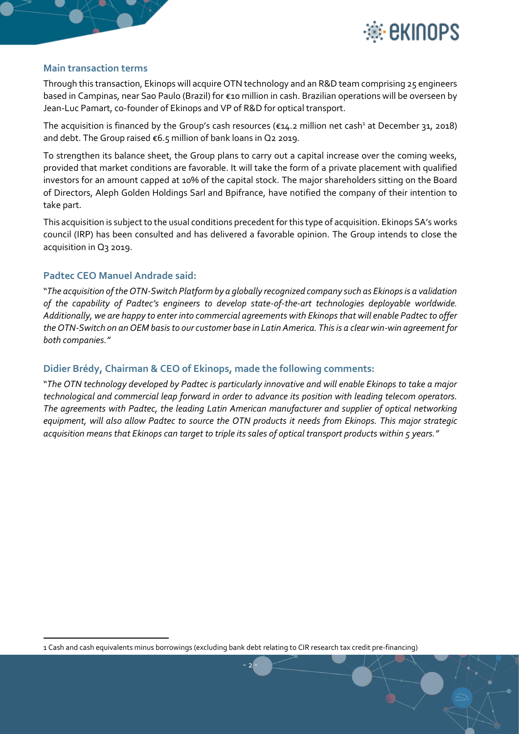## Main transaction terms

Through this transaction, Ekinops will acquire OTN technology and an R&D team comprising 25 engineers based in Campinas, near Sao Paulo (Brazil) for €10 million in cash. Brazilian operations will be overseen by Jean-Luc Pamart, co-founder of Ekinops and VP of R&D for optical transport.

The acquisition is financed by the Group's cash resources (€14.2 million net cash[1] at December 31, 2018) and debt. The Group raised €6.5 million of bank loans in Q2 2019.

To strengthen its balance sheet, the Group plans to carry out a capital increase over the coming weeks, provided that market conditions are favorable. It will take the form of a private placement with qualified investors for an amount capped at 10% of the capital stock. The major shareholders sitting on the Board of Directors, Aleph Golden Holdings Sarl and Bpifrance, have notified the company of their intention to take part.

This acquisition is subject to the usual conditions precedent for this type of acquisition. Ekinops SA's works council (IRP) has been consulted and has delivered a favorable opinion. The Group intends to close the acquisition in Q3 2019.

## Padtec CEO Manuel Andrade said:

"*The acquisition of the OTN-Switch Platform by a globally recognized company such as Ekinops is a validation of the capability of Padtec's engineers to develop state-of-the-art technologies deployable worldwide. Additionally, we are happy to enter into commercial agreements with Ekinops that will enable Padtec to offer the OTN-Switch on an OEM basis to our customer base in Latin America. This is a clear win-win agreement for both companies.*"

## Didier Brédy, Chairman & CEO of Ekinops, made the following comments:

"*The OTN technology developed by Padtec is particularly innovative and will enable Ekinops to take a major technological and commercial leap forward in order to advance its position with leading telecom operators. The agreements with Padtec, the leading Latin American manufacturer and supplier of optical networking equipment, will also allow Padtec to source the OTN products it needs from Ekinops. This major strategic acquisition means that Ekinops can target to triple its sales of optical transport products within 5 years.*"

---

1 Cash and cash equivalents minus borrowings (excluding bank debt relating to CIR research tax credit pre-financing)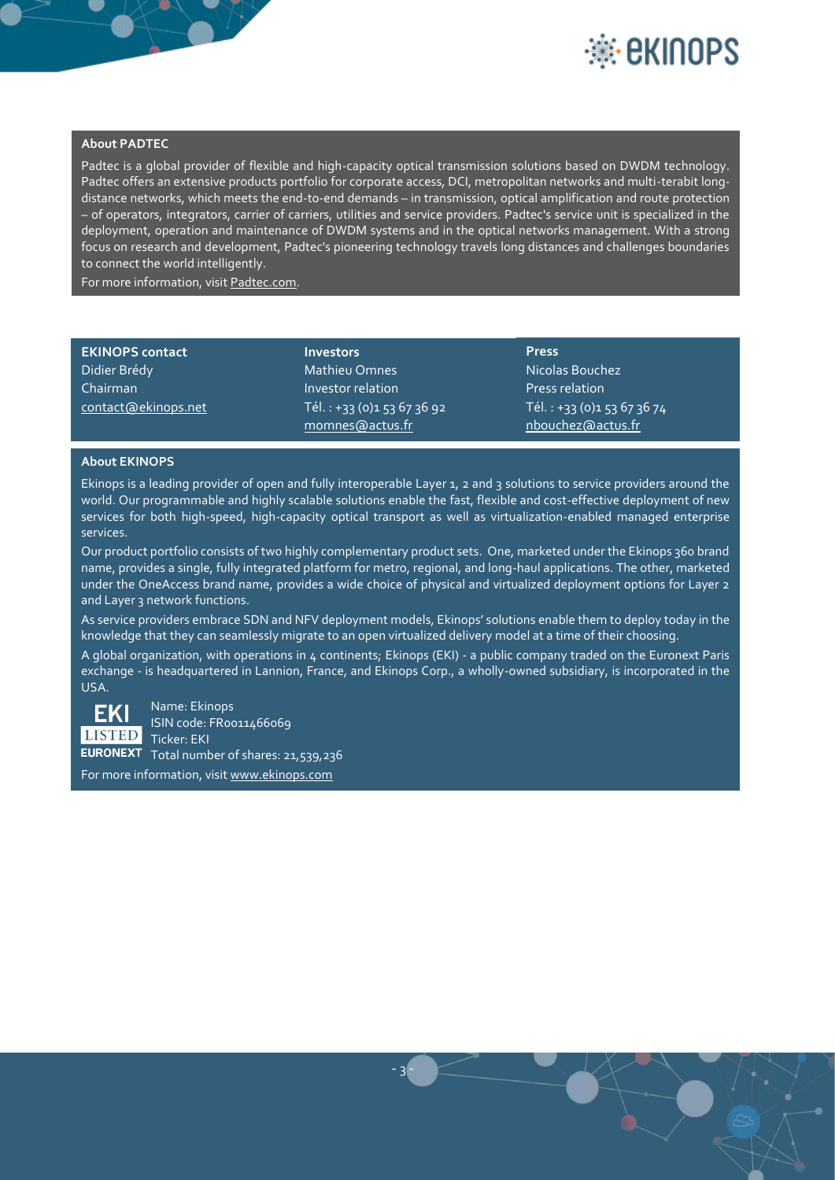**About PADTEC**

Padtec is a global provider of flexible and high-capacity optical transmission solutions based on DWDM technology. Padtec offers an extensive products portfolio for corporate access, DCI, metropolitan networks and multi-terabit long-distance networks, which meets the end-to-end demands – in transmission, optical amplification and route protection – of operators, integrators, carrier of carriers, utilities and service providers. Padtec's service unit is specialized in the deployment, operation and maintenance of DWDM systems and in the optical networks management. With a strong focus on research and development, Padtec's pioneering technology travels long distances and challenges boundaries to connect the world intelligently.

For more information, visit Padtec.com.

| EKINOPS contact | Investors | Press |
|---|---|---|
| Didier Brédy | Mathieu Omnes | Nicolas Bouchez |
| Chairman | Investor relation | Press relation |
| contact@ekinops.net | Tél. : +33 (0)1 53 67 36 92 | Tél. : +33 (0)1 53 67 36 74 |
| | momnes@actus.fr | nbouchez@actus.fr |

**About EKINOPS**

Ekinops is a leading provider of open and fully interoperable Layer 1, 2 and 3 solutions to service providers around the world. Our programmable and highly scalable solutions enable the fast, flexible and cost-effective deployment of new services for both high-speed, high-capacity optical transport as well as virtualization-enabled managed enterprise services.

Our product portfolio consists of two highly complementary product sets. One, marketed under the Ekinops 360 brand name, provides a single, fully integrated platform for metro, regional, and long-haul applications. The other, marketed under the OneAccess brand name, provides a wide choice of physical and virtualized deployment options for Layer 2 and Layer 3 network functions.

As service providers embrace SDN and NFV deployment models, Ekinops' solutions enable them to deploy today in the knowledge that they can seamlessly migrate to an open virtualized delivery model at a time of their choosing.

A global organization, with operations in 4 continents; Ekinops (EKI) - a public company traded on the Euronext Paris exchange - is headquartered in Lannion, France, and Ekinops Corp., a wholly-owned subsidiary, is incorporated in the USA.

EKI LISTED EURONEXT

Name: Ekinops
ISIN code: FR0011466069
Ticker: EKI
Total number of shares: 21,539,236

For more information, visit www.ekinops.com